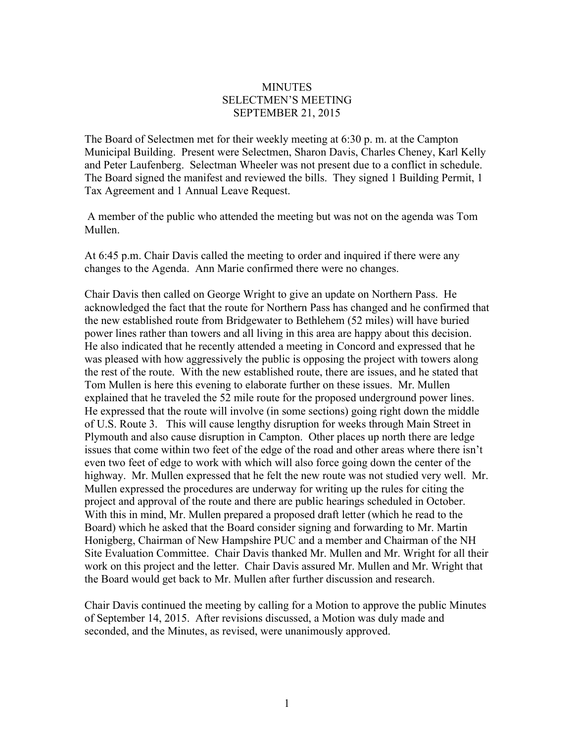# MINUTES
## SELECTMEN'S MEETING
## SEPTEMBER 21, 2015

The Board of Selectmen met for their weekly meeting at 6:30 p. m. at the Campton Municipal Building. Present were Selectmen, Sharon Davis, Charles Cheney, Karl Kelly and Peter Laufenberg. Selectman Wheeler was not present due to a conflict in schedule. The Board signed the manifest and reviewed the bills. They signed 1 Building Permit, 1 Tax Agreement and 1 Annual Leave Request.

A member of the public who attended the meeting but was not on the agenda was Tom Mullen.

At 6:45 p.m. Chair Davis called the meeting to order and inquired if there were any changes to the Agenda. Ann Marie confirmed there were no changes.

Chair Davis then called on George Wright to give an update on Northern Pass. He acknowledged the fact that the route for Northern Pass has changed and he confirmed that the new established route from Bridgewater to Bethlehem (52 miles) will have buried power lines rather than towers and all living in this area are happy about this decision. He also indicated that he recently attended a meeting in Concord and expressed that he was pleased with how aggressively the public is opposing the project with towers along the rest of the route. With the new established route, there are issues, and he stated that Tom Mullen is here this evening to elaborate further on these issues. Mr. Mullen explained that he traveled the 52 mile route for the proposed underground power lines. He expressed that the route will involve (in some sections) going right down the middle of U.S. Route 3. This will cause lengthy disruption for weeks through Main Street in Plymouth and also cause disruption in Campton. Other places up north there are ledge issues that come within two feet of the edge of the road and other areas where there isn't even two feet of edge to work with which will also force going down the center of the highway. Mr. Mullen expressed that he felt the new route was not studied very well. Mr. Mullen expressed the procedures are underway for writing up the rules for citing the project and approval of the route and there are public hearings scheduled in October. With this in mind, Mr. Mullen prepared a proposed draft letter (which he read to the Board) which he asked that the Board consider signing and forwarding to Mr. Martin Honigberg, Chairman of New Hampshire PUC and a member and Chairman of the NH Site Evaluation Committee. Chair Davis thanked Mr. Mullen and Mr. Wright for all their work on this project and the letter. Chair Davis assured Mr. Mullen and Mr. Wright that the Board would get back to Mr. Mullen after further discussion and research.

Chair Davis continued the meeting by calling for a Motion to approve the public Minutes of September 14, 2015. After revisions discussed, a Motion was duly made and seconded, and the Minutes, as revised, were unanimously approved.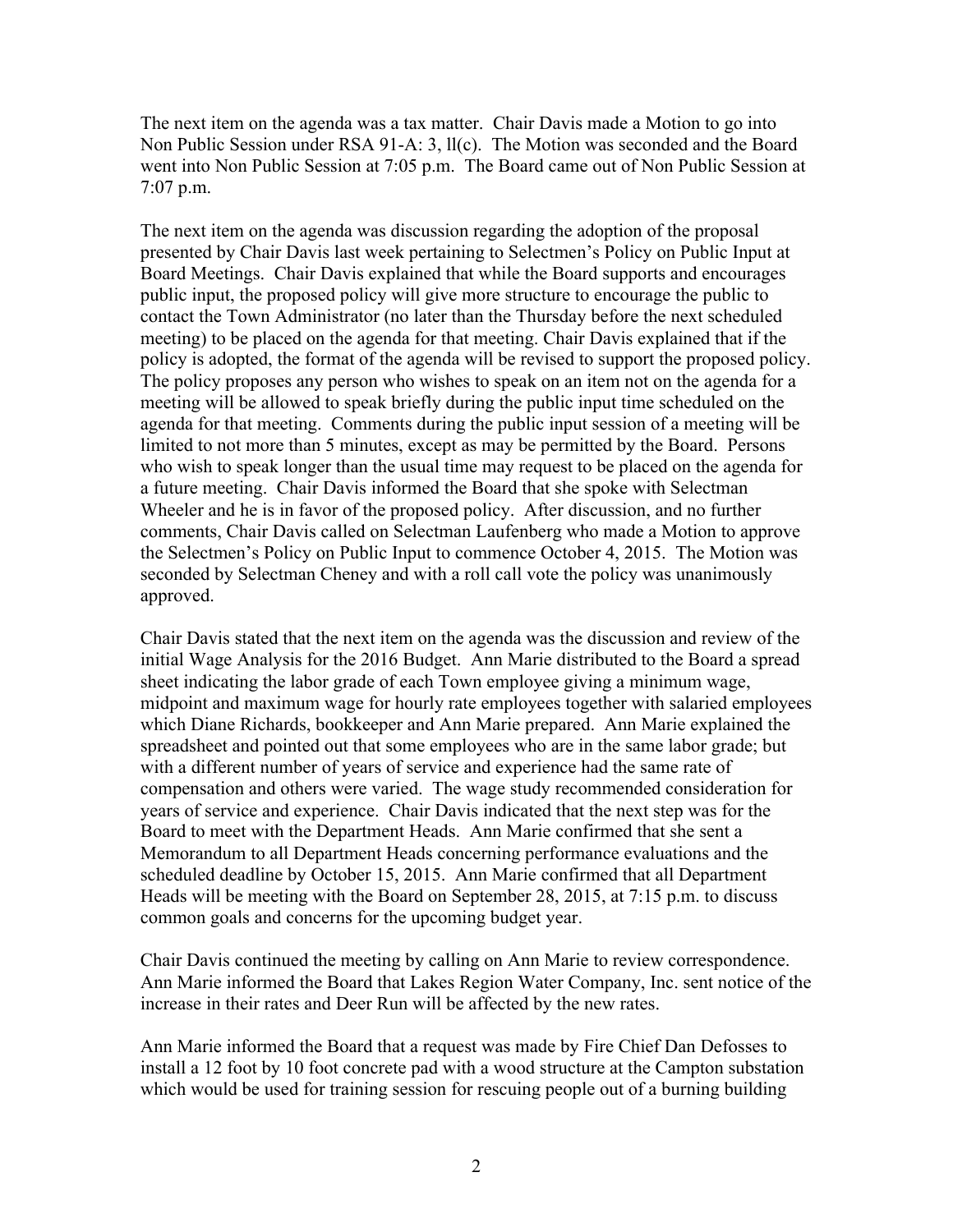The next item on the agenda was a tax matter. Chair Davis made a Motion to go into Non Public Session under RSA 91-A: 3, ll(c). The Motion was seconded and the Board went into Non Public Session at 7:05 p.m. The Board came out of Non Public Session at 7:07 p.m.

The next item on the agenda was discussion regarding the adoption of the proposal presented by Chair Davis last week pertaining to Selectmen's Policy on Public Input at Board Meetings. Chair Davis explained that while the Board supports and encourages public input, the proposed policy will give more structure to encourage the public to contact the Town Administrator (no later than the Thursday before the next scheduled meeting) to be placed on the agenda for that meeting. Chair Davis explained that if the policy is adopted, the format of the agenda will be revised to support the proposed policy. The policy proposes any person who wishes to speak on an item not on the agenda for a meeting will be allowed to speak briefly during the public input time scheduled on the agenda for that meeting. Comments during the public input session of a meeting will be limited to not more than 5 minutes, except as may be permitted by the Board. Persons who wish to speak longer than the usual time may request to be placed on the agenda for a future meeting. Chair Davis informed the Board that she spoke with Selectman Wheeler and he is in favor of the proposed policy. After discussion, and no further comments, Chair Davis called on Selectman Laufenberg who made a Motion to approve the Selectmen's Policy on Public Input to commence October 4, 2015. The Motion was seconded by Selectman Cheney and with a roll call vote the policy was unanimously approved.

Chair Davis stated that the next item on the agenda was the discussion and review of the initial Wage Analysis for the 2016 Budget. Ann Marie distributed to the Board a spread sheet indicating the labor grade of each Town employee giving a minimum wage, midpoint and maximum wage for hourly rate employees together with salaried employees which Diane Richards, bookkeeper and Ann Marie prepared. Ann Marie explained the spreadsheet and pointed out that some employees who are in the same labor grade; but with a different number of years of service and experience had the same rate of compensation and others were varied. The wage study recommended consideration for years of service and experience. Chair Davis indicated that the next step was for the Board to meet with the Department Heads. Ann Marie confirmed that she sent a Memorandum to all Department Heads concerning performance evaluations and the scheduled deadline by October 15, 2015. Ann Marie confirmed that all Department Heads will be meeting with the Board on September 28, 2015, at 7:15 p.m. to discuss common goals and concerns for the upcoming budget year.

Chair Davis continued the meeting by calling on Ann Marie to review correspondence. Ann Marie informed the Board that Lakes Region Water Company, Inc. sent notice of the increase in their rates and Deer Run will be affected by the new rates.

Ann Marie informed the Board that a request was made by Fire Chief Dan Defosses to install a 12 foot by 10 foot concrete pad with a wood structure at the Campton substation which would be used for training session for rescuing people out of a burning building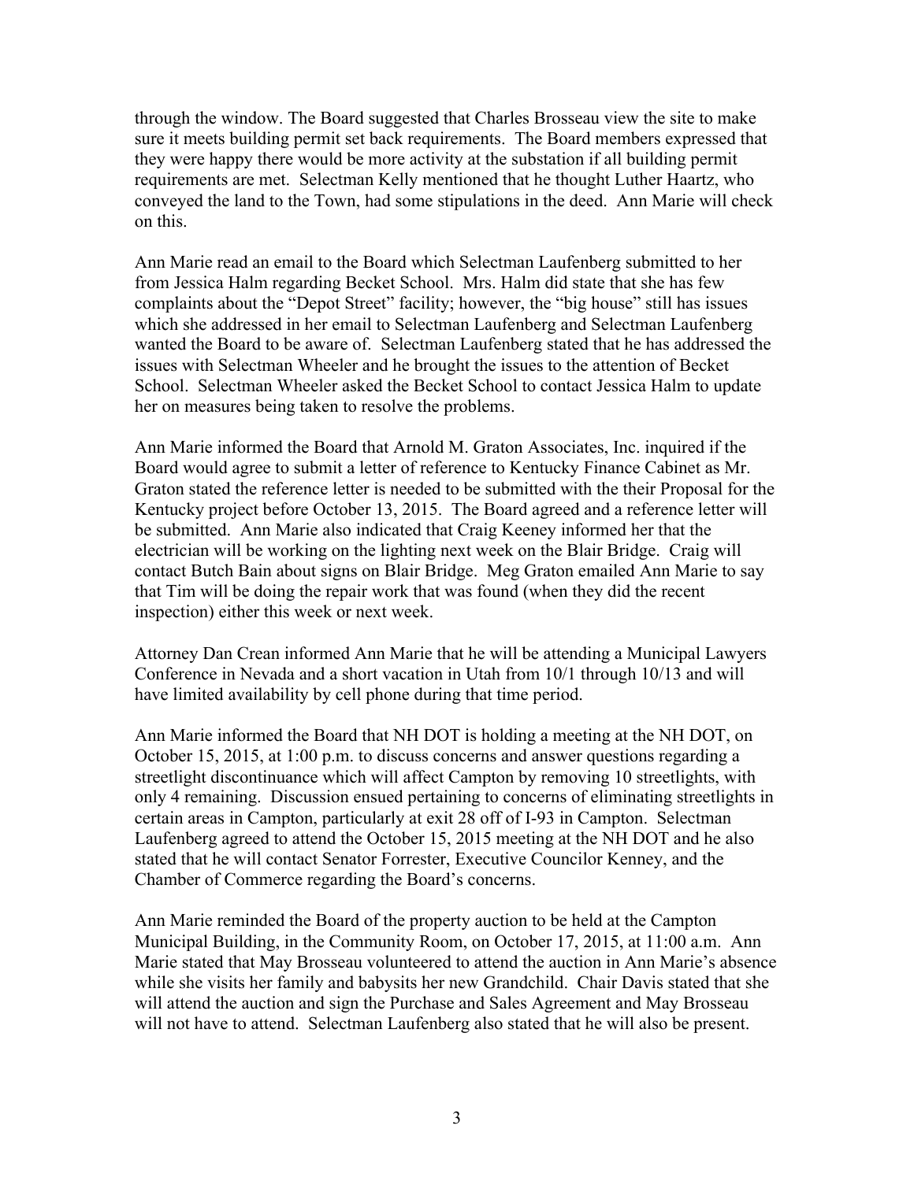through the window. The Board suggested that Charles Brosseau view the site to make sure it meets building permit set back requirements. The Board members expressed that they were happy there would be more activity at the substation if all building permit requirements are met. Selectman Kelly mentioned that he thought Luther Haartz, who conveyed the land to the Town, had some stipulations in the deed. Ann Marie will check on this.

Ann Marie read an email to the Board which Selectman Laufenberg submitted to her from Jessica Halm regarding Becket School. Mrs. Halm did state that she has few complaints about the "Depot Street" facility; however, the "big house" still has issues which she addressed in her email to Selectman Laufenberg and Selectman Laufenberg wanted the Board to be aware of. Selectman Laufenberg stated that he has addressed the issues with Selectman Wheeler and he brought the issues to the attention of Becket School. Selectman Wheeler asked the Becket School to contact Jessica Halm to update her on measures being taken to resolve the problems.

Ann Marie informed the Board that Arnold M. Graton Associates, Inc. inquired if the Board would agree to submit a letter of reference to Kentucky Finance Cabinet as Mr. Graton stated the reference letter is needed to be submitted with the their Proposal for the Kentucky project before October 13, 2015. The Board agreed and a reference letter will be submitted. Ann Marie also indicated that Craig Keeney informed her that the electrician will be working on the lighting next week on the Blair Bridge. Craig will contact Butch Bain about signs on Blair Bridge. Meg Graton emailed Ann Marie to say that Tim will be doing the repair work that was found (when they did the recent inspection) either this week or next week.

Attorney Dan Crean informed Ann Marie that he will be attending a Municipal Lawyers Conference in Nevada and a short vacation in Utah from 10/1 through 10/13 and will have limited availability by cell phone during that time period.

Ann Marie informed the Board that NH DOT is holding a meeting at the NH DOT, on October 15, 2015, at 1:00 p.m. to discuss concerns and answer questions regarding a streetlight discontinuance which will affect Campton by removing 10 streetlights, with only 4 remaining. Discussion ensued pertaining to concerns of eliminating streetlights in certain areas in Campton, particularly at exit 28 off of I-93 in Campton. Selectman Laufenberg agreed to attend the October 15, 2015 meeting at the NH DOT and he also stated that he will contact Senator Forrester, Executive Councilor Kenney, and the Chamber of Commerce regarding the Board's concerns.

Ann Marie reminded the Board of the property auction to be held at the Campton Municipal Building, in the Community Room, on October 17, 2015, at 11:00 a.m. Ann Marie stated that May Brosseau volunteered to attend the auction in Ann Marie's absence while she visits her family and babysits her new Grandchild. Chair Davis stated that she will attend the auction and sign the Purchase and Sales Agreement and May Brosseau will not have to attend. Selectman Laufenberg also stated that he will also be present.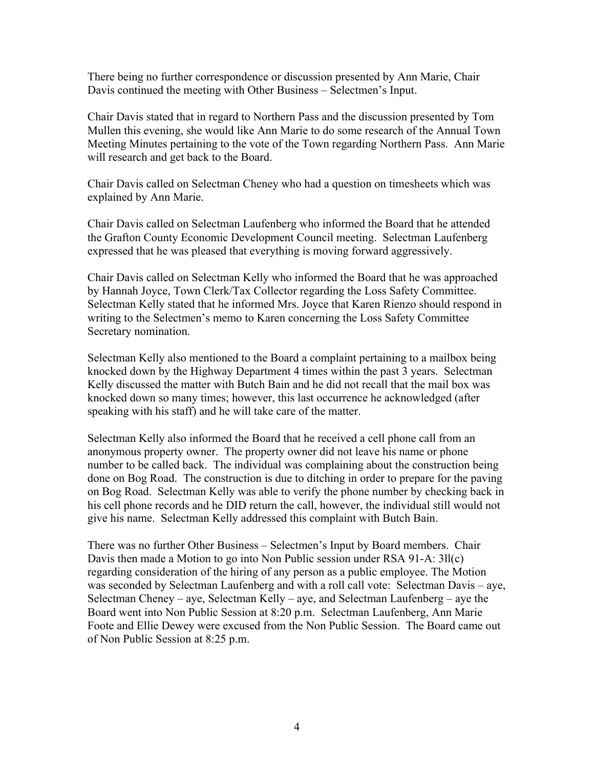There being no further correspondence or discussion presented by Ann Marie, Chair Davis continued the meeting with Other Business – Selectmen's Input.

Chair Davis stated that in regard to Northern Pass and the discussion presented by Tom Mullen this evening, she would like Ann Marie to do some research of the Annual Town Meeting Minutes pertaining to the vote of the Town regarding Northern Pass. Ann Marie will research and get back to the Board.

Chair Davis called on Selectman Cheney who had a question on timesheets which was explained by Ann Marie.

Chair Davis called on Selectman Laufenberg who informed the Board that he attended the Grafton County Economic Development Council meeting. Selectman Laufenberg expressed that he was pleased that everything is moving forward aggressively.

Chair Davis called on Selectman Kelly who informed the Board that he was approached by Hannah Joyce, Town Clerk/Tax Collector regarding the Loss Safety Committee. Selectman Kelly stated that he informed Mrs. Joyce that Karen Rienzo should respond in writing to the Selectmen's memo to Karen concerning the Loss Safety Committee Secretary nomination.

Selectman Kelly also mentioned to the Board a complaint pertaining to a mailbox being knocked down by the Highway Department 4 times within the past 3 years. Selectman Kelly discussed the matter with Butch Bain and he did not recall that the mail box was knocked down so many times; however, this last occurrence he acknowledged (after speaking with his staff) and he will take care of the matter.

Selectman Kelly also informed the Board that he received a cell phone call from an anonymous property owner. The property owner did not leave his name or phone number to be called back. The individual was complaining about the construction being done on Bog Road. The construction is due to ditching in order to prepare for the paving on Bog Road. Selectman Kelly was able to verify the phone number by checking back in his cell phone records and he DID return the call, however, the individual still would not give his name. Selectman Kelly addressed this complaint with Butch Bain.

There was no further Other Business – Selectmen's Input by Board members. Chair Davis then made a Motion to go into Non Public session under RSA 91-A: 3ll(c) regarding consideration of the hiring of any person as a public employee. The Motion was seconded by Selectman Laufenberg and with a roll call vote: Selectman Davis – aye, Selectman Cheney – aye, Selectman Kelly – aye, and Selectman Laufenberg – aye the Board went into Non Public Session at 8:20 p.m. Selectman Laufenberg, Ann Marie Foote and Ellie Dewey were excused from the Non Public Session. The Board came out of Non Public Session at 8:25 p.m.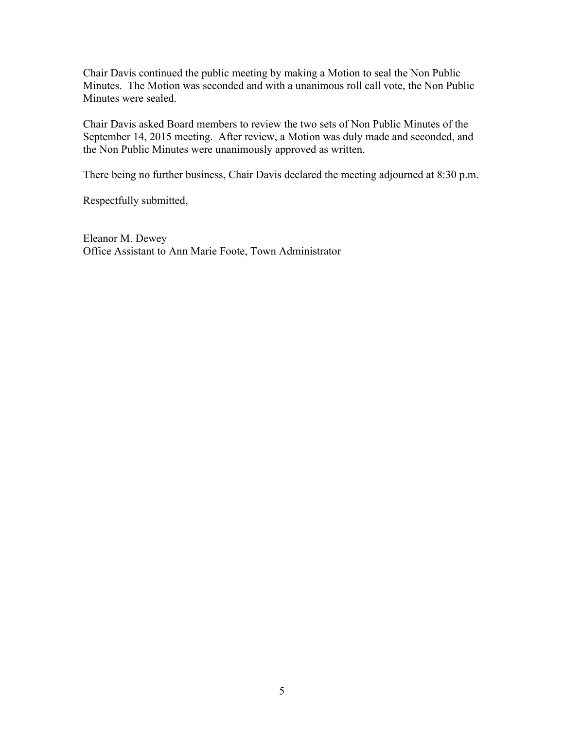Chair Davis continued the public meeting by making a Motion to seal the Non Public Minutes. The Motion was seconded and with a unanimous roll call vote, the Non Public Minutes were sealed.

Chair Davis asked Board members to review the two sets of Non Public Minutes of the September 14, 2015 meeting. After review, a Motion was duly made and seconded, and the Non Public Minutes were unanimously approved as written.

There being no further business, Chair Davis declared the meeting adjourned at 8:30 p.m.

Respectfully submitted,

Eleanor M. Dewey
Office Assistant to Ann Marie Foote, Town Administrator